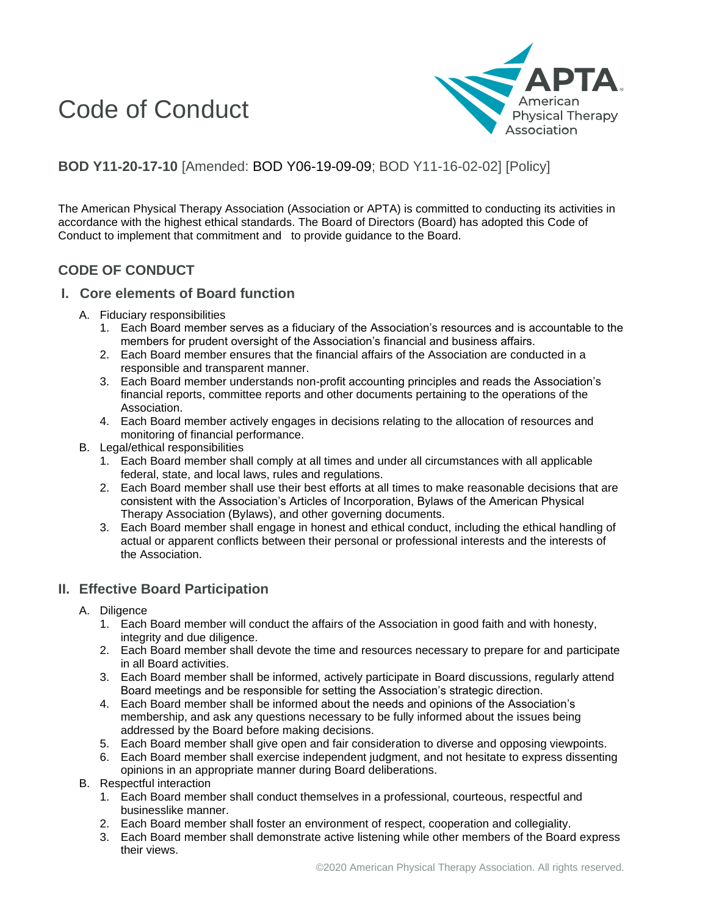# Code of Conduct

**BOD Y11-20-17-10** [Amended: BOD Y06-19-09-09; BOD Y11-16-02-02] [Policy]

The American Physical Therapy Association (Association or APTA) is committed to conducting its activities in accordance with the highest ethical standards. The Board of Directors (Board) has adopted this Code of Conduct to implement that commitment and to provide guidance to the Board.

## CODE OF CONDUCT

### I. Core elements of Board function

A. Fiduciary responsibilities

1. Each Board member serves as a fiduciary of the Association's resources and is accountable to the members for prudent oversight of the Association's financial and business affairs.
2. Each Board member ensures that the financial affairs of the Association are conducted in a responsible and transparent manner.
3. Each Board member understands non-profit accounting principles and reads the Association's financial reports, committee reports and other documents pertaining to the operations of the Association.
4. Each Board member actively engages in decisions relating to the allocation of resources and monitoring of financial performance.

B. Legal/ethical responsibilities

1. Each Board member shall comply at all times and under all circumstances with all applicable federal, state, and local laws, rules and regulations.
2. Each Board member shall use their best efforts at all times to make reasonable decisions that are consistent with the Association's Articles of Incorporation, Bylaws of the American Physical Therapy Association (Bylaws), and other governing documents.
3. Each Board member shall engage in honest and ethical conduct, including the ethical handling of actual or apparent conflicts between their personal or professional interests and the interests of the Association.

### II. Effective Board Participation

A. Diligence

1. Each Board member will conduct the affairs of the Association in good faith and with honesty, integrity and due diligence.
2. Each Board member shall devote the time and resources necessary to prepare for and participate in all Board activities.
3. Each Board member shall be informed, actively participate in Board discussions, regularly attend Board meetings and be responsible for setting the Association's strategic direction.
4. Each Board member shall be informed about the needs and opinions of the Association's membership, and ask any questions necessary to be fully informed about the issues being addressed by the Board before making decisions.
5. Each Board member shall give open and fair consideration to diverse and opposing viewpoints.
6. Each Board member shall exercise independent judgment, and not hesitate to express dissenting opinions in an appropriate manner during Board deliberations.

B. Respectful interaction

1. Each Board member shall conduct themselves in a professional, courteous, respectful and businesslike manner.
2. Each Board member shall foster an environment of respect, cooperation and collegiality.
3. Each Board member shall demonstrate active listening while other members of the Board express their views.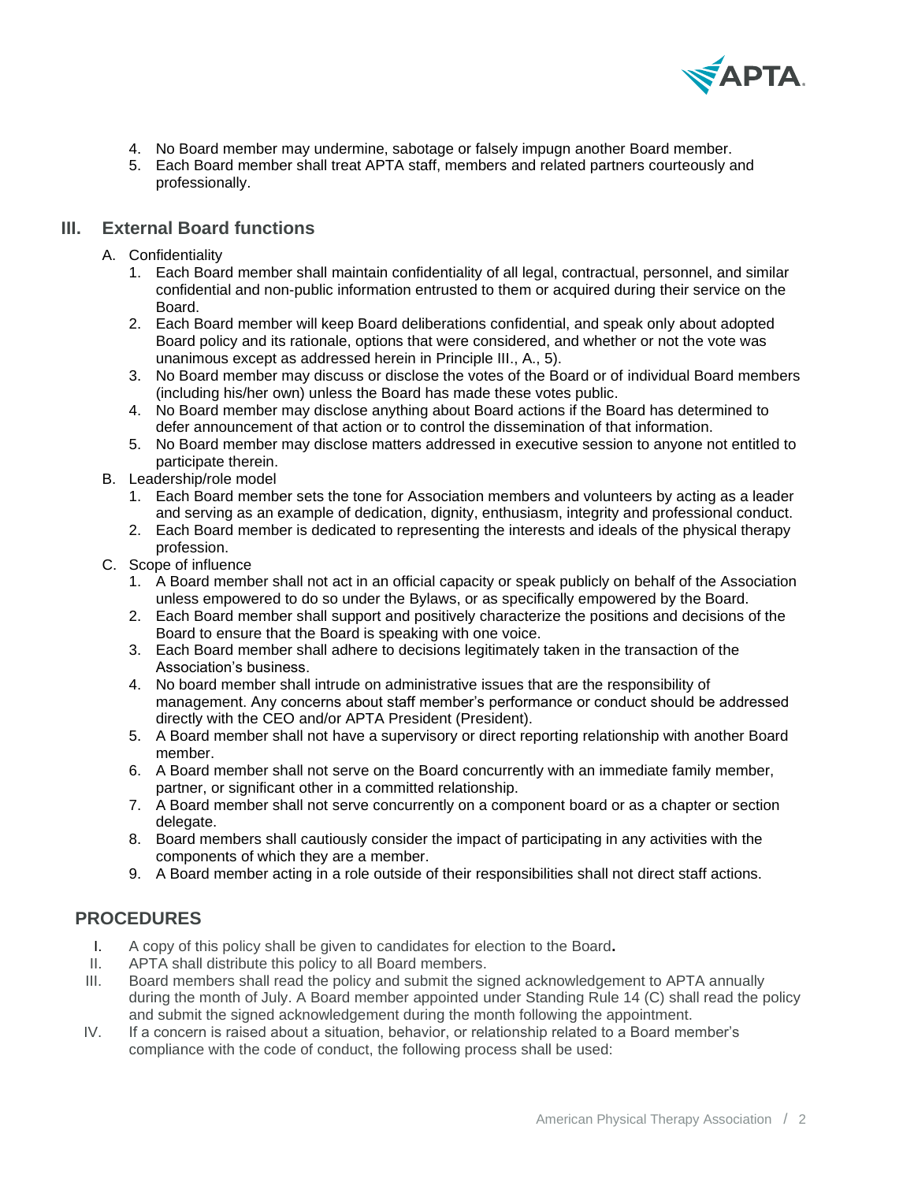4. No Board member may undermine, sabotage or falsely impugn another Board member.
5. Each Board member shall treat APTA staff, members and related partners courteously and professionally.

## III. External Board functions

A. Confidentiality
   1. Each Board member shall maintain confidentiality of all legal, contractual, personnel, and similar confidential and non-public information entrusted to them or acquired during their service on the Board.
   2. Each Board member will keep Board deliberations confidential, and speak only about adopted Board policy and its rationale, options that were considered, and whether or not the vote was unanimous except as addressed herein in Principle III., A., 5).
   3. No Board member may discuss or disclose the votes of the Board or of individual Board members (including his/her own) unless the Board has made these votes public.
   4. No Board member may disclose anything about Board actions if the Board has determined to defer announcement of that action or to control the dissemination of that information.
   5. No Board member may disclose matters addressed in executive session to anyone not entitled to participate therein.

B. Leadership/role model
   1. Each Board member sets the tone for Association members and volunteers by acting as a leader and serving as an example of dedication, dignity, enthusiasm, integrity and professional conduct.
   2. Each Board member is dedicated to representing the interests and ideals of the physical therapy profession.

C. Scope of influence
   1. A Board member shall not act in an official capacity or speak publicly on behalf of the Association unless empowered to do so under the Bylaws, or as specifically empowered by the Board.
   2. Each Board member shall support and positively characterize the positions and decisions of the Board to ensure that the Board is speaking with one voice.
   3. Each Board member shall adhere to decisions legitimately taken in the transaction of the Association's business.
   4. No board member shall intrude on administrative issues that are the responsibility of management. Any concerns about staff member's performance or conduct should be addressed directly with the CEO and/or APTA President (President).
   5. A Board member shall not have a supervisory or direct reporting relationship with another Board member.
   6. A Board member shall not serve on the Board concurrently with an immediate family member, partner, or significant other in a committed relationship.
   7. A Board member shall not serve concurrently on a component board or as a chapter or section delegate.
   8. Board members shall cautiously consider the impact of participating in any activities with the components of which they are a member.
   9. A Board member acting in a role outside of their responsibilities shall not direct staff actions.

## PROCEDURES

I. A copy of this policy shall be given to candidates for election to the Board**.**

II. APTA shall distribute this policy to all Board members.

III. Board members shall read the policy and submit the signed acknowledgement to APTA annually during the month of July. A Board member appointed under Standing Rule 14 (C) shall read the policy and submit the signed acknowledgement during the month following the appointment.

IV. If a concern is raised about a situation, behavior, or relationship related to a Board member's compliance with the code of conduct, the following process shall be used: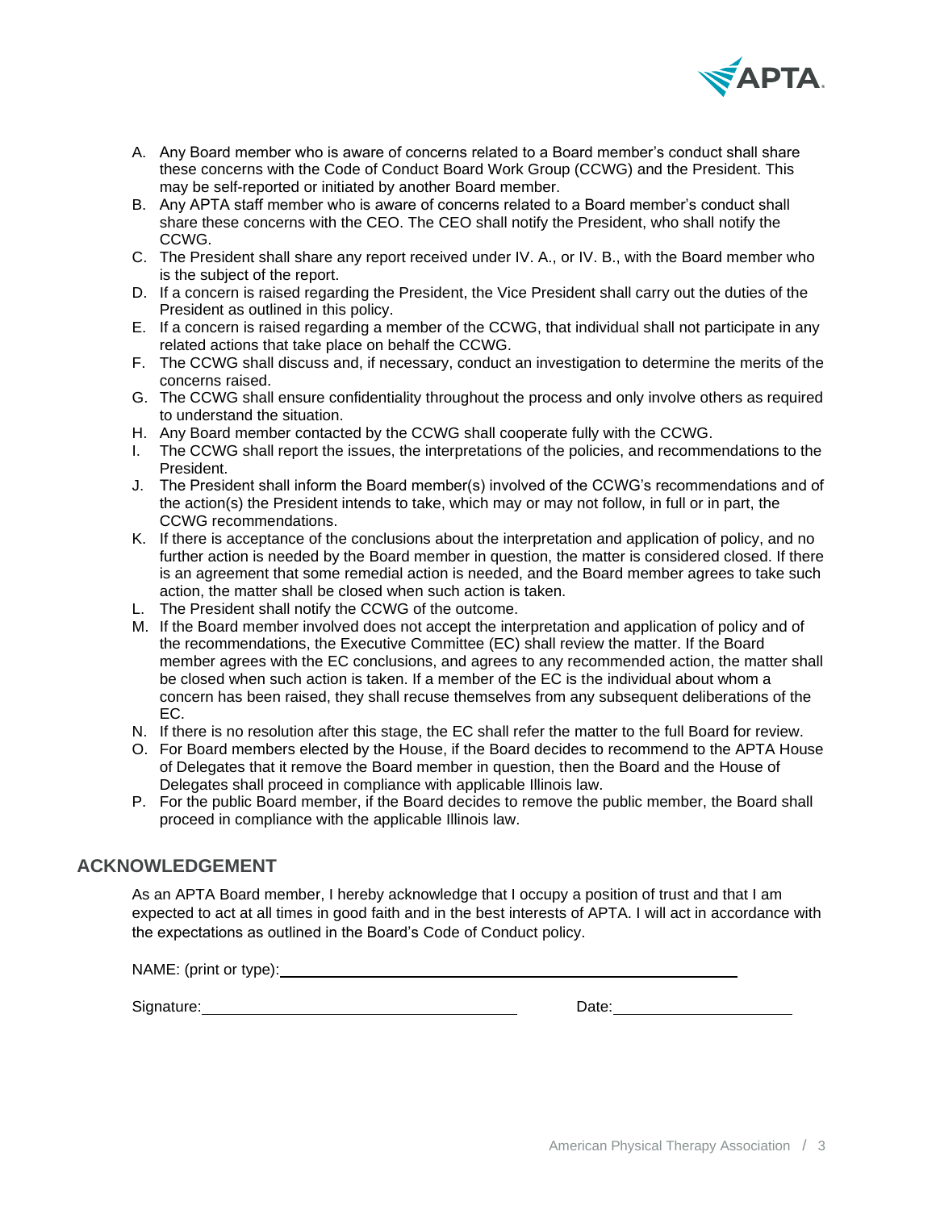A. Any Board member who is aware of concerns related to a Board member's conduct shall share these concerns with the Code of Conduct Board Work Group (CCWG) and the President. This may be self-reported or initiated by another Board member.
B. Any APTA staff member who is aware of concerns related to a Board member's conduct shall share these concerns with the CEO. The CEO shall notify the President, who shall notify the CCWG.
C. The President shall share any report received under IV. A., or IV. B., with the Board member who is the subject of the report.
D. If a concern is raised regarding the President, the Vice President shall carry out the duties of the President as outlined in this policy.
E. If a concern is raised regarding a member of the CCWG, that individual shall not participate in any related actions that take place on behalf the CCWG.
F. The CCWG shall discuss and, if necessary, conduct an investigation to determine the merits of the concerns raised.
G. The CCWG shall ensure confidentiality throughout the process and only involve others as required to understand the situation.
H. Any Board member contacted by the CCWG shall cooperate fully with the CCWG.
I. The CCWG shall report the issues, the interpretations of the policies, and recommendations to the President.
J. The President shall inform the Board member(s) involved of the CCWG's recommendations and of the action(s) the President intends to take, which may or may not follow, in full or in part, the CCWG recommendations.
K. If there is acceptance of the conclusions about the interpretation and application of policy, and no further action is needed by the Board member in question, the matter is considered closed. If there is an agreement that some remedial action is needed, and the Board member agrees to take such action, the matter shall be closed when such action is taken.
L. The President shall notify the CCWG of the outcome.
M. If the Board member involved does not accept the interpretation and application of policy and of the recommendations, the Executive Committee (EC) shall review the matter. If the Board member agrees with the EC conclusions, and agrees to any recommended action, the matter shall be closed when such action is taken. If a member of the EC is the individual about whom a concern has been raised, they shall recuse themselves from any subsequent deliberations of the EC.
N. If there is no resolution after this stage, the EC shall refer the matter to the full Board for review.
O. For Board members elected by the House, if the Board decides to recommend to the APTA House of Delegates that it remove the Board member in question, then the Board and the House of Delegates shall proceed in compliance with applicable Illinois law.
P. For the public Board member, if the Board decides to remove the public member, the Board shall proceed in compliance with the applicable Illinois law.

## ACKNOWLEDGEMENT

As an APTA Board member, I hereby acknowledge that I occupy a position of trust and that I am expected to act at all times in good faith and in the best interests of APTA. I will act in accordance with the expectations as outlined in the Board's Code of Conduct policy.

NAME: (print or type): ______________________________

Signature: ______________________________ Date: ______________________________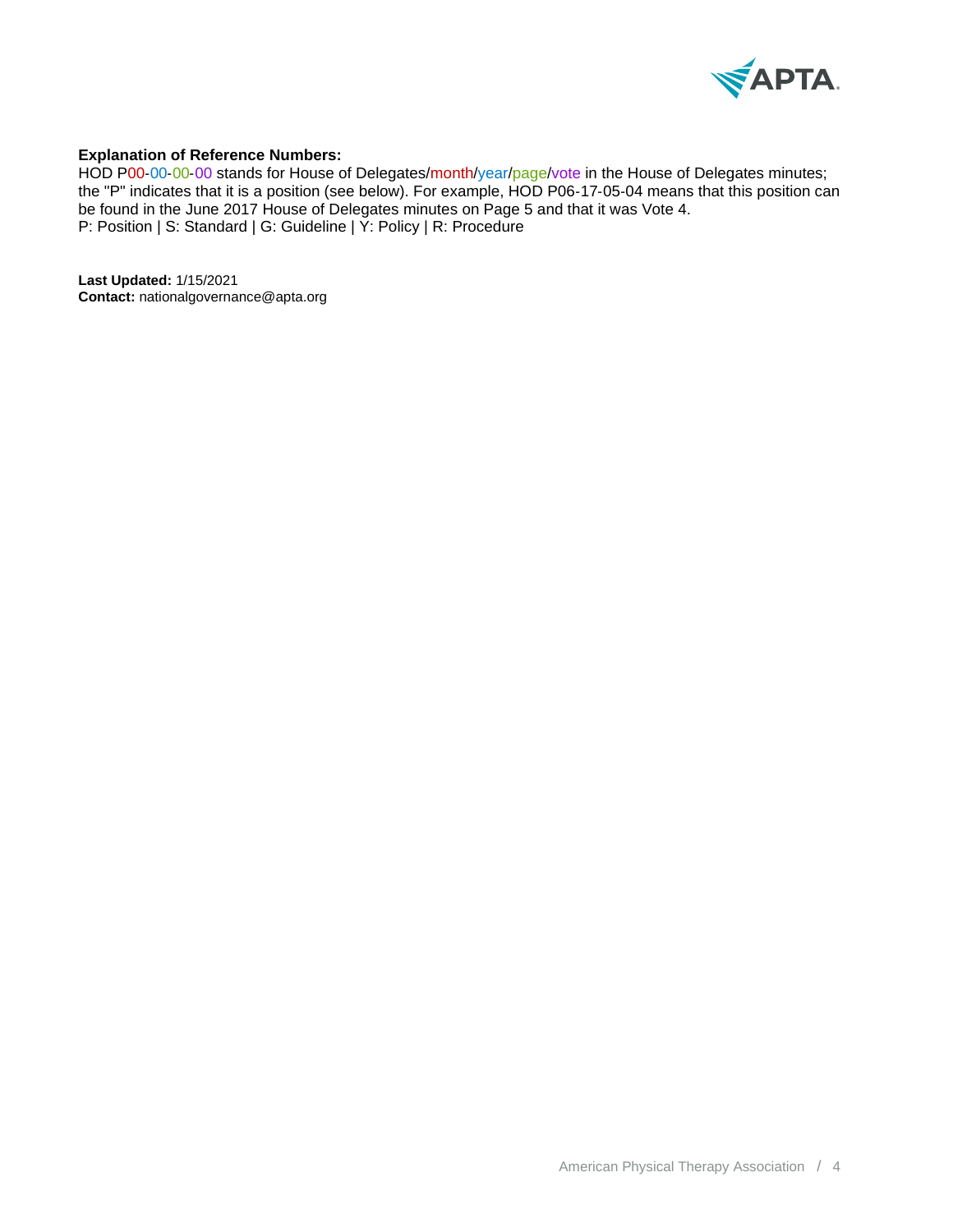**Explanation of Reference Numbers:**
HOD P00-00-00-00 stands for House of Delegates/month/year/page/vote in the House of Delegates minutes; the "P" indicates that it is a position (see below). For example, HOD P06-17-05-04 means that this position can be found in the June 2017 House of Delegates minutes on Page 5 and that it was Vote 4.
P: Position | S: Standard | G: Guideline | Y: Policy | R: Procedure

**Last Updated:** 1/15/2021
**Contact:** nationalgovernance@apta.org